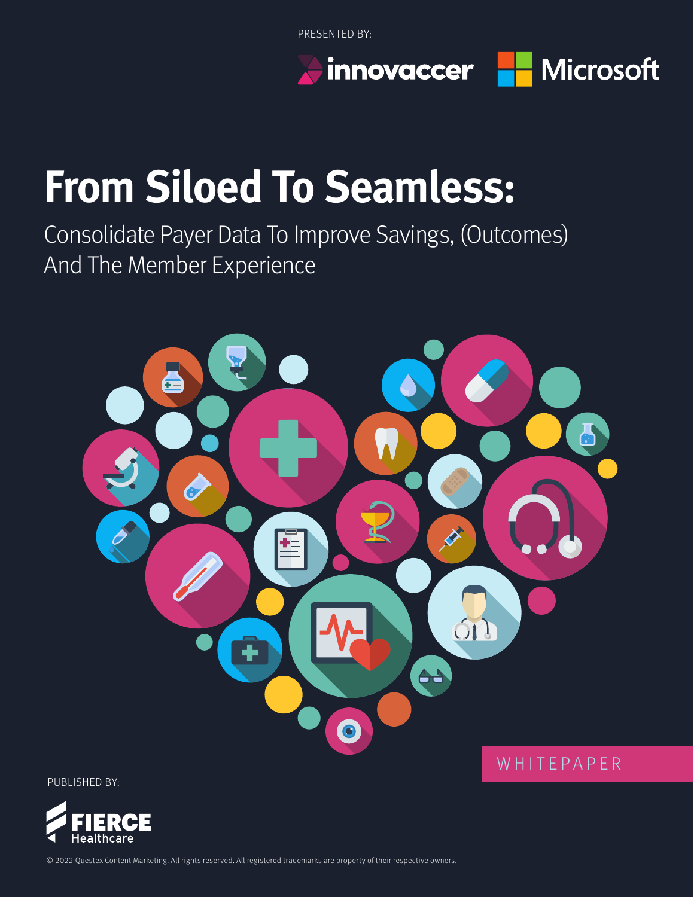PRESENTED BY:

innovaccer Microsoft

# From Siloed To Seamless:

## Consolidate Payer Data To Improve Savings, (Outcomes) And The Member Experience

WHITEPAPER

PUBLISHED BY:

FIERCE Healthcare

© 2022 Questex Content Marketing. All rights reserved. All registered trademarks are property of their respective owners.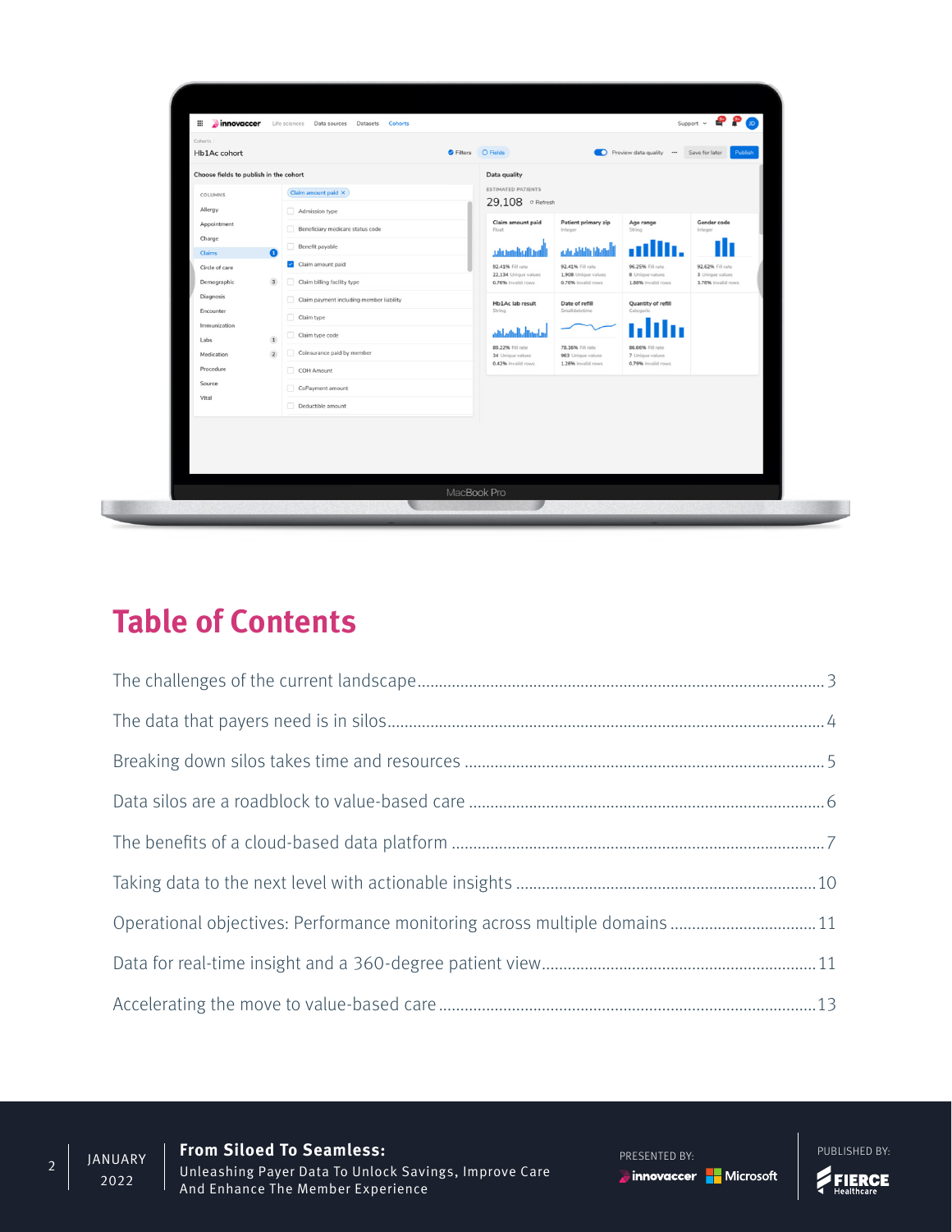# Table of Contents

The challenges of the current landscape ........................................ 3

The data that payers need is in silos ........................................ 4

Breaking down silos takes time and resources ........................................ 5

Data silos are a roadblock to value-based care ........................................ 6

The benefits of a cloud-based data platform ........................................ 7

Taking data to the next level with actionable insights ........................................ 10

Operational objectives: Performance monitoring across multiple domains ........................................ 11

Data for real-time insight and a 360-degree patient view ........................................ 11

Accelerating the move to value-based care ........................................ 13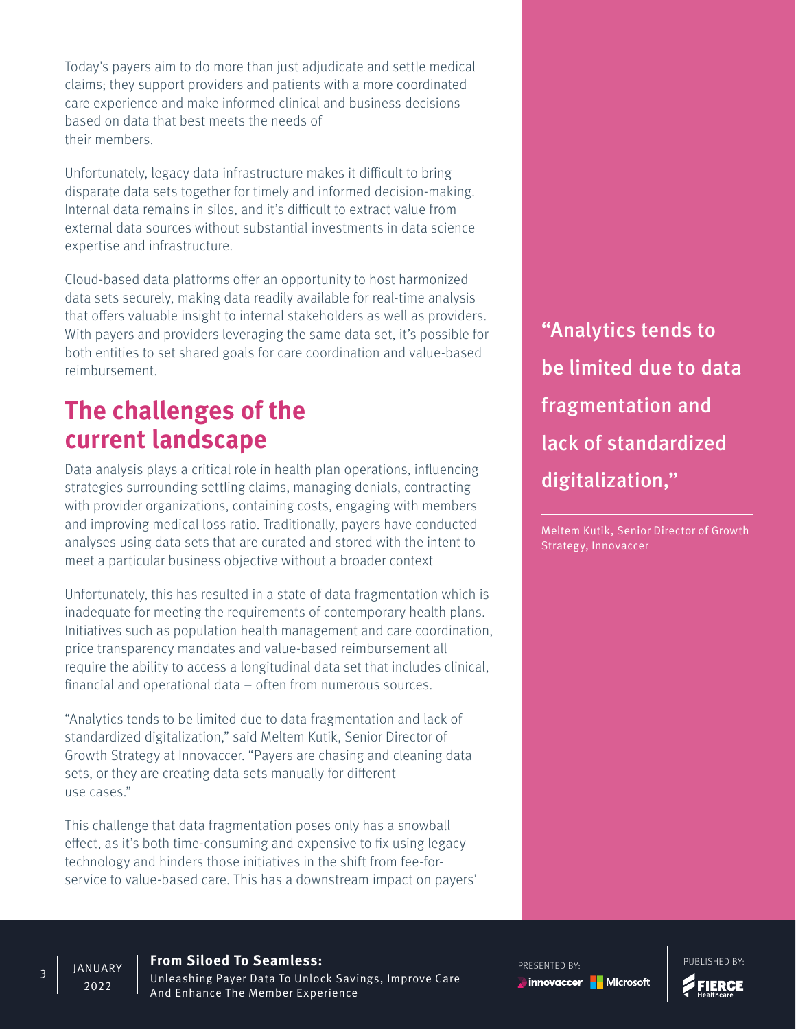Today's payers aim to do more than just adjudicate and settle medical claims; they support providers and patients with a more coordinated care experience and make informed clinical and business decisions based on data that best meets the needs of their members.

Unfortunately, legacy data infrastructure makes it difficult to bring disparate data sets together for timely and informed decision-making. Internal data remains in silos, and it's difficult to extract value from external data sources without substantial investments in data science expertise and infrastructure.

Cloud-based data platforms offer an opportunity to host harmonized data sets securely, making data readily available for real-time analysis that offers valuable insight to internal stakeholders as well as providers. With payers and providers leveraging the same data set, it's possible for both entities to set shared goals for care coordination and value-based reimbursement.

## The challenges of the current landscape

Data analysis plays a critical role in health plan operations, influencing strategies surrounding settling claims, managing denials, contracting with provider organizations, containing costs, engaging with members and improving medical loss ratio. Traditionally, payers have conducted analyses using data sets that are curated and stored with the intent to meet a particular business objective without a broader context

Unfortunately, this has resulted in a state of data fragmentation which is inadequate for meeting the requirements of contemporary health plans. Initiatives such as population health management and care coordination, price transparency mandates and value-based reimbursement all require the ability to access a longitudinal data set that includes clinical, financial and operational data – often from numerous sources.

"Analytics tends to be limited due to data fragmentation and lack of standardized digitalization," said Meltem Kutik, Senior Director of Growth Strategy at Innovaccer. "Payers are chasing and cleaning data sets, or they are creating data sets manually for different use cases."

This challenge that data fragmentation poses only has a snowball effect, as it's both time-consuming and expensive to fix using legacy technology and hinders those initiatives in the shift from fee-for-service to value-based care. This has a downstream impact on payers'

> "Analytics tends to be limited due to data fragmentation and lack of standardized digitalization,"
>
> Meltem Kutik, Senior Director of Growth Strategy, Innovaccer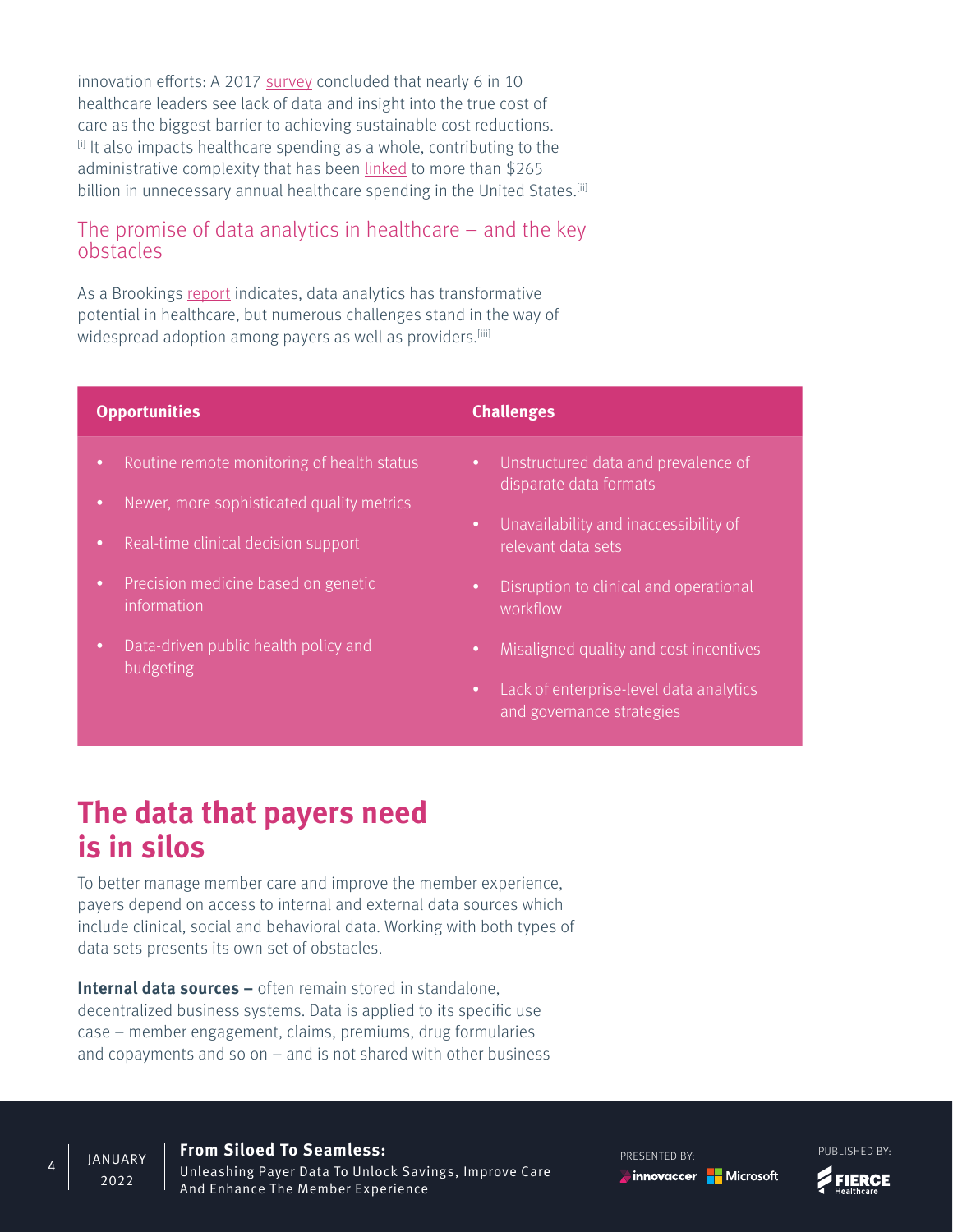innovation efforts: A 2017 survey concluded that nearly 6 in 10 healthcare leaders see lack of data and insight into the true cost of care as the biggest barrier to achieving sustainable cost reductions.[i] It also impacts healthcare spending as a whole, contributing to the administrative complexity that has been linked to more than $265 billion in unnecessary annual healthcare spending in the United States.[ii]

### The promise of data analytics in healthcare – and the key obstacles

As a Brookings report indicates, data analytics has transformative potential in healthcare, but numerous challenges stand in the way of widespread adoption among payers as well as providers.[iii]

| Opportunities | Challenges |
| --- | --- |
| • Routine remote monitoring of health status<br>• Newer, more sophisticated quality metrics<br>• Real-time clinical decision support<br>• Precision medicine based on genetic information<br>• Data-driven public health policy and budgeting | • Unstructured data and prevalence of disparate data formats<br>• Unavailability and inaccessibility of relevant data sets<br>• Disruption to clinical and operational workflow<br>• Misaligned quality and cost incentives<br>• Lack of enterprise-level data analytics and governance strategies |

## The data that payers need is in silos

To better manage member care and improve the member experience, payers depend on access to internal and external data sources which include clinical, social and behavioral data. Working with both types of data sets presents its own set of obstacles.

**Internal data sources –** often remain stored in standalone, decentralized business systems. Data is applied to its specific use case – member engagement, claims, premiums, drug formularies and copayments and so on – and is not shared with other business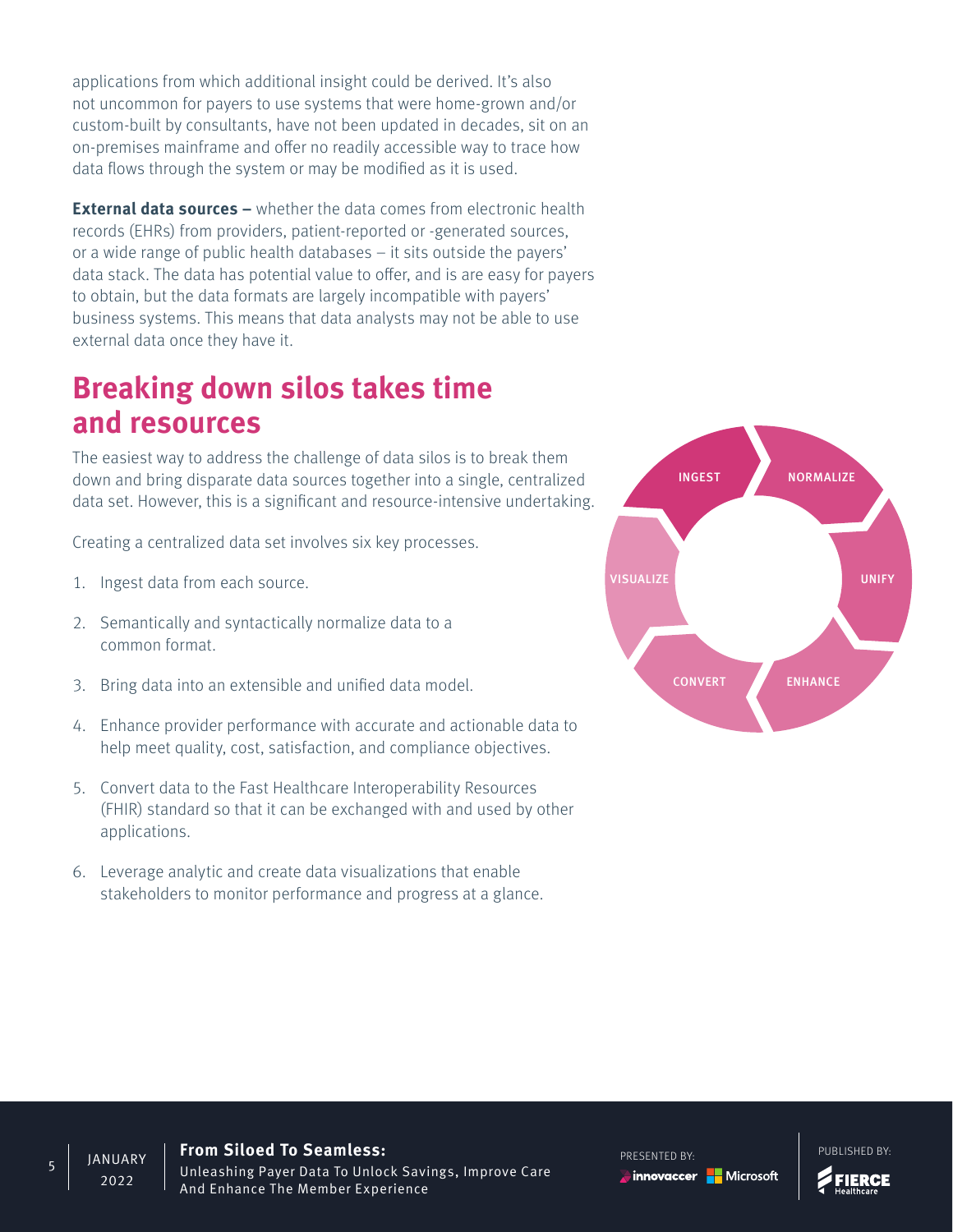applications from which additional insight could be derived. It's also not uncommon for payers to use systems that were home-grown and/or custom-built by consultants, have not been updated in decades, sit on an on-premises mainframe and offer no readily accessible way to trace how data flows through the system or may be modified as it is used.

**External data sources –** whether the data comes from electronic health records (EHRs) from providers, patient-reported or -generated sources, or a wide range of public health databases – it sits outside the payers' data stack. The data has potential value to offer, and is are easy for payers to obtain, but the data formats are largely incompatible with payers' business systems. This means that data analysts may not be able to use external data once they have it.

## Breaking down silos takes time and resources

The easiest way to address the challenge of data silos is to break them down and bring disparate data sources together into a single, centralized data set. However, this is a significant and resource-intensive undertaking.

Creating a centralized data set involves six key processes.

1. Ingest data from each source.
2. Semantically and syntactically normalize data to a common format.
3. Bring data into an extensible and unified data model.
4. Enhance provider performance with accurate and actionable data to help meet quality, cost, satisfaction, and compliance objectives.
5. Convert data to the Fast Healthcare Interoperability Resources (FHIR) standard so that it can be exchanged with and used by other applications.
6. Leverage analytic and create data visualizations that enable stakeholders to monitor performance and progress at a glance.

INGEST
NORMALIZE
UNIFY
ENHANCE
CONVERT
VISUALIZE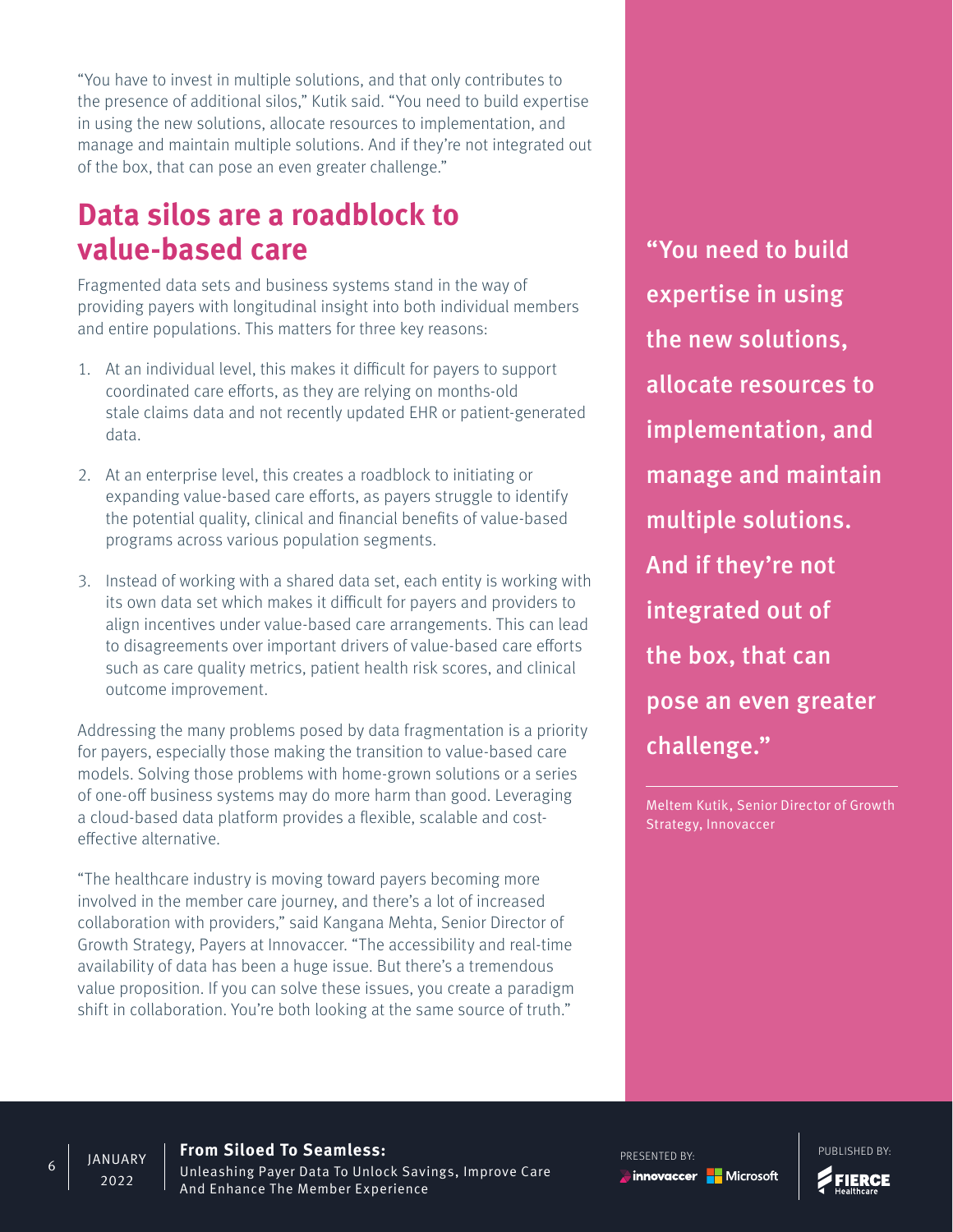"You have to invest in multiple solutions, and that only contributes to the presence of additional silos," Kutik said. "You need to build expertise in using the new solutions, allocate resources to implementation, and manage and maintain multiple solutions. And if they're not integrated out of the box, that can pose an even greater challenge."

## Data silos are a roadblock to value-based care

Fragmented data sets and business systems stand in the way of providing payers with longitudinal insight into both individual members and entire populations. This matters for three key reasons:

1. At an individual level, this makes it difficult for payers to support coordinated care efforts, as they are relying on months-old stale claims data and not recently updated EHR or patient-generated data.
2. At an enterprise level, this creates a roadblock to initiating or expanding value-based care efforts, as payers struggle to identify the potential quality, clinical and financial benefits of value-based programs across various population segments.
3. Instead of working with a shared data set, each entity is working with its own data set which makes it difficult for payers and providers to align incentives under value-based care arrangements. This can lead to disagreements over important drivers of value-based care efforts such as care quality metrics, patient health risk scores, and clinical outcome improvement.

Addressing the many problems posed by data fragmentation is a priority for payers, especially those making the transition to value-based care models. Solving those problems with home-grown solutions or a series of one-off business systems may do more harm than good. Leveraging a cloud-based data platform provides a flexible, scalable and cost-effective alternative.

"The healthcare industry is moving toward payers becoming more involved in the member care journey, and there's a lot of increased collaboration with providers," said Kangana Mehta, Senior Director of Growth Strategy, Payers at Innovaccer. "The accessibility and real-time availability of data has been a huge issue. But there's a tremendous value proposition. If you can solve these issues, you create a paradigm shift in collaboration. You're both looking at the same source of truth."

**"You need to build expertise in using the new solutions, allocate resources to implementation, and manage and maintain multiple solutions. And if they're not integrated out of the box, that can pose an even greater challenge."**

Meltem Kutik, Senior Director of Growth Strategy, Innovaccer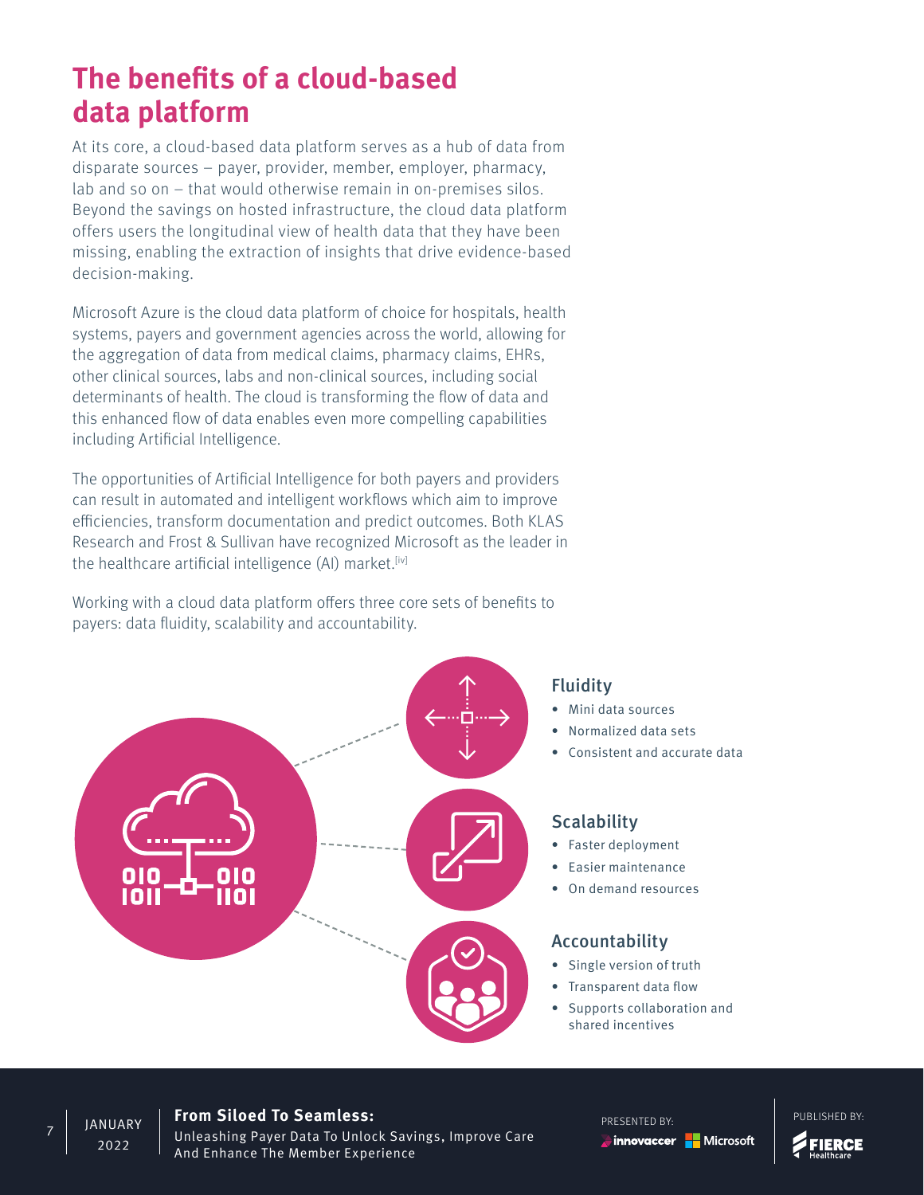# The benefits of a cloud-based data platform

At its core, a cloud-based data platform serves as a hub of data from disparate sources – payer, provider, member, employer, pharmacy, lab and so on – that would otherwise remain in on-premises silos. Beyond the savings on hosted infrastructure, the cloud data platform offers users the longitudinal view of health data that they have been missing, enabling the extraction of insights that drive evidence-based decision-making.

Microsoft Azure is the cloud data platform of choice for hospitals, health systems, payers and government agencies across the world, allowing for the aggregation of data from medical claims, pharmacy claims, EHRs, other clinical sources, labs and non-clinical sources, including social determinants of health. The cloud is transforming the flow of data and this enhanced flow of data enables even more compelling capabilities including Artificial Intelligence.

The opportunities of Artificial Intelligence for both payers and providers can result in automated and intelligent workflows which aim to improve efficiencies, transform documentation and predict outcomes. Both KLAS Research and Frost & Sullivan have recognized Microsoft as the leader in the healthcare artificial intelligence (AI) market.[iv]

Working with a cloud data platform offers three core sets of benefits to payers: data fluidity, scalability and accountability.

### Fluidity

- Mini data sources
- Normalized data sets
- Consistent and accurate data

### Scalability

- Faster deployment
- Easier maintenance
- On demand resources

### Accountability

- Single version of truth
- Transparent data flow
- Supports collaboration and shared incentives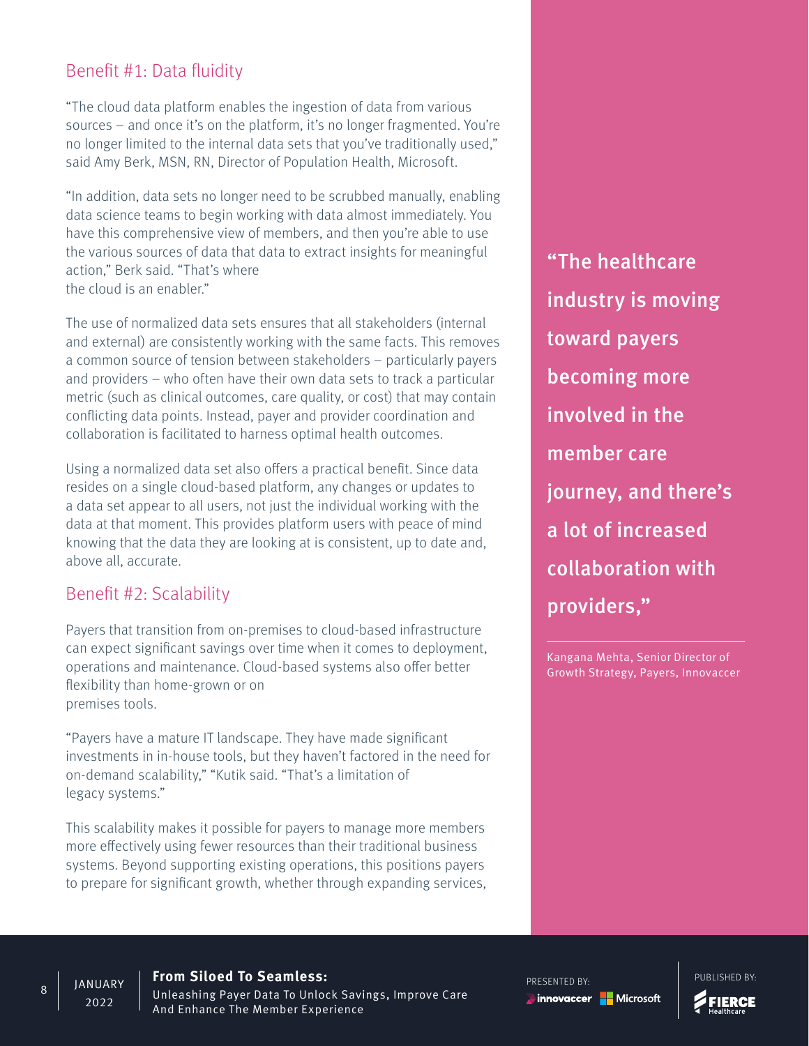## Benefit #1: Data fluidity

"The cloud data platform enables the ingestion of data from various sources – and once it's on the platform, it's no longer fragmented. You're no longer limited to the internal data sets that you've traditionally used," said Amy Berk, MSN, RN, Director of Population Health, Microsoft.

"In addition, data sets no longer need to be scrubbed manually, enabling data science teams to begin working with data almost immediately. You have this comprehensive view of members, and then you're able to use the various sources of data that data to extract insights for meaningful action," Berk said. "That's where the cloud is an enabler."

The use of normalized data sets ensures that all stakeholders (internal and external) are consistently working with the same facts. This removes a common source of tension between stakeholders – particularly payers and providers – who often have their own data sets to track a particular metric (such as clinical outcomes, care quality, or cost) that may contain conflicting data points. Instead, payer and provider coordination and collaboration is facilitated to harness optimal health outcomes.

Using a normalized data set also offers a practical benefit. Since data resides on a single cloud-based platform, any changes or updates to a data set appear to all users, not just the individual working with the data at that moment. This provides platform users with peace of mind knowing that the data they are looking at is consistent, up to date and, above all, accurate.

## Benefit #2: Scalability

Payers that transition from on-premises to cloud-based infrastructure can expect significant savings over time when it comes to deployment, operations and maintenance. Cloud-based systems also offer better flexibility than home-grown or on premises tools.

"Payers have a mature IT landscape. They have made significant investments in in-house tools, but they haven't factored in the need for on-demand scalability," "Kutik said. "That's a limitation of legacy systems."

This scalability makes it possible for payers to manage more members more effectively using fewer resources than their traditional business systems. Beyond supporting existing operations, this positions payers to prepare for significant growth, whether through expanding services,

> **"The healthcare industry is moving toward payers becoming more involved in the member care journey, and there's a lot of increased collaboration with providers,"**
>
> Kangana Mehta, Senior Director of Growth Strategy, Payers, Innovaccer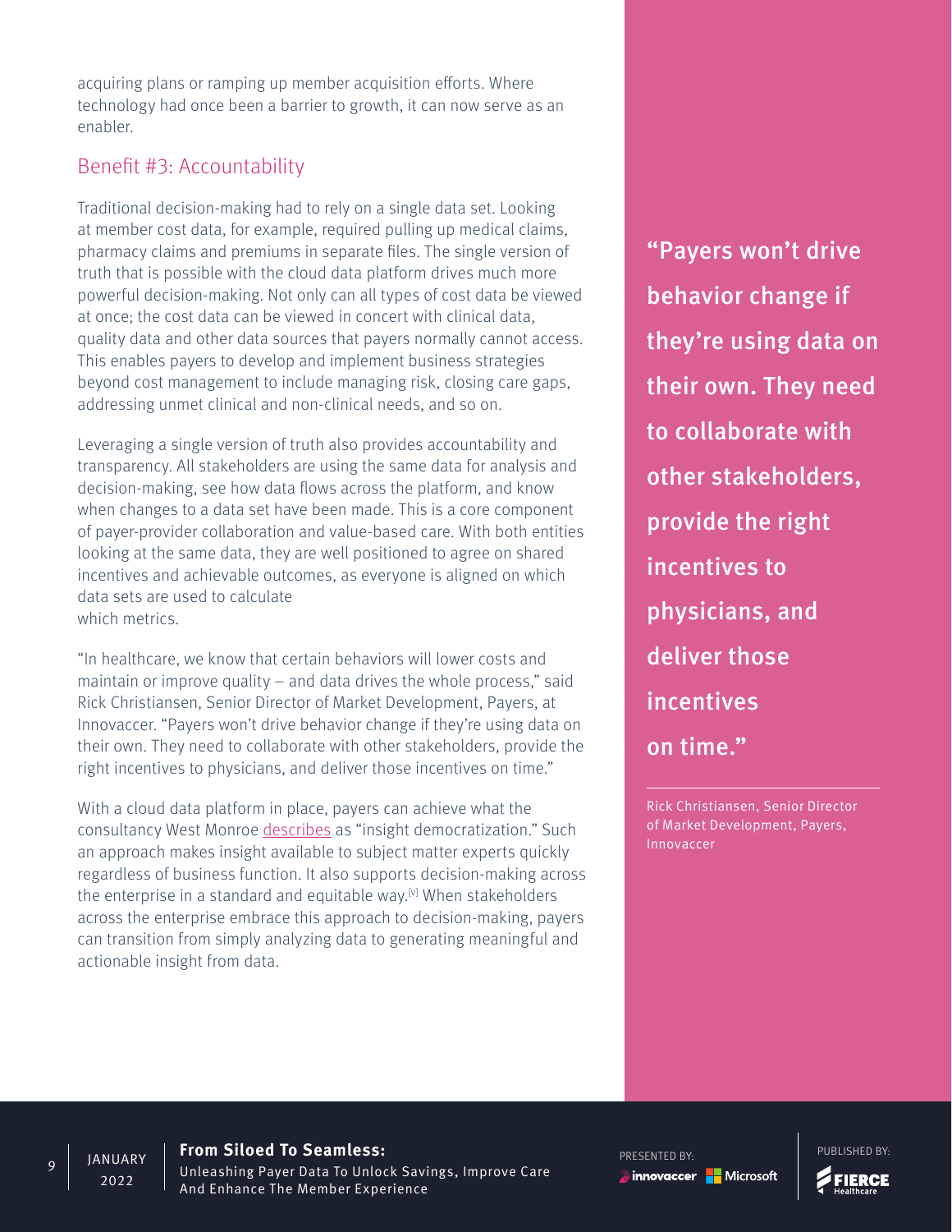acquiring plans or ramping up member acquisition efforts. Where technology had once been a barrier to growth, it can now serve as an enabler.

## Benefit #3: Accountability

Traditional decision-making had to rely on a single data set. Looking at member cost data, for example, required pulling up medical claims, pharmacy claims and premiums in separate files. The single version of truth that is possible with the cloud data platform drives much more powerful decision-making. Not only can all types of cost data be viewed at once; the cost data can be viewed in concert with clinical data, quality data and other data sources that payers normally cannot access. This enables payers to develop and implement business strategies beyond cost management to include managing risk, closing care gaps, addressing unmet clinical and non-clinical needs, and so on.

Leveraging a single version of truth also provides accountability and transparency. All stakeholders are using the same data for analysis and decision-making, see how data flows across the platform, and know when changes to a data set have been made. This is a core component of payer-provider collaboration and value-based care. With both entities looking at the same data, they are well positioned to agree on shared incentives and achievable outcomes, as everyone is aligned on which data sets are used to calculate which metrics.

"In healthcare, we know that certain behaviors will lower costs and maintain or improve quality – and data drives the whole process," said Rick Christiansen, Senior Director of Market Development, Payers, at Innovaccer. "Payers won't drive behavior change if they're using data on their own. They need to collaborate with other stakeholders, provide the right incentives to physicians, and deliver those incentives on time."

With a cloud data platform in place, payers can achieve what the consultancy West Monroe describes as "insight democratization." Such an approach makes insight available to subject matter experts quickly regardless of business function. It also supports decision-making across the enterprise in a standard and equitable way.[v] When stakeholders across the enterprise embrace this approach to decision-making, payers can transition from simply analyzing data to generating meaningful and actionable insight from data.

> **"Payers won't drive behavior change if they're using data on their own. They need to collaborate with other stakeholders, provide the right incentives to physicians, and deliver those incentives on time."**
>
> Rick Christiansen, Senior Director of Market Development, Payers, Innovaccer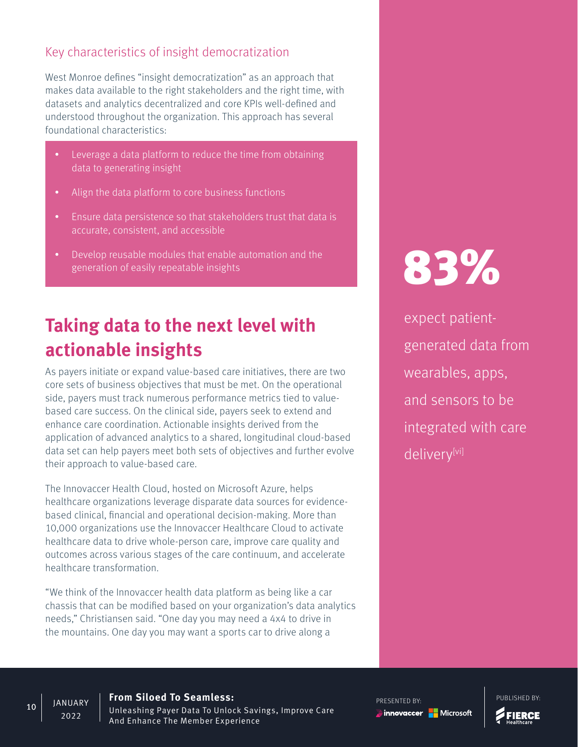### Key characteristics of insight democratization

West Monroe defines "insight democratization" as an approach that makes data available to the right stakeholders and the right time, with datasets and analytics decentralized and core KPIs well-defined and understood throughout the organization. This approach has several foundational characteristics:

- Leverage a data platform to reduce the time from obtaining data to generating insight
- Align the data platform to core business functions
- Ensure data persistence so that stakeholders trust that data is accurate, consistent, and accessible
- Develop reusable modules that enable automation and the generation of easily repeatable insights

## Taking data to the next level with actionable insights

As payers initiate or expand value-based care initiatives, there are two core sets of business objectives that must be met. On the operational side, payers must track numerous performance metrics tied to value-based care success. On the clinical side, payers seek to extend and enhance care coordination. Actionable insights derived from the application of advanced analytics to a shared, longitudinal cloud-based data set can help payers meet both sets of objectives and further evolve their approach to value-based care.

The Innovaccer Health Cloud, hosted on Microsoft Azure, helps healthcare organizations leverage disparate data sources for evidence-based clinical, financial and operational decision-making. More than 10,000 organizations use the Innovaccer Healthcare Cloud to activate healthcare data to drive whole-person care, improve care quality and outcomes across various stages of the care continuum, and accelerate healthcare transformation.

"We think of the Innovaccer health data platform as being like a car chassis that can be modified based on your organization's data analytics needs," Christiansen said. "One day you may need a 4x4 to drive in the mountains. One day you may want a sports car to drive along a

**83%**

expect patient-generated data from wearables, apps, and sensors to be integrated with care delivery[vi]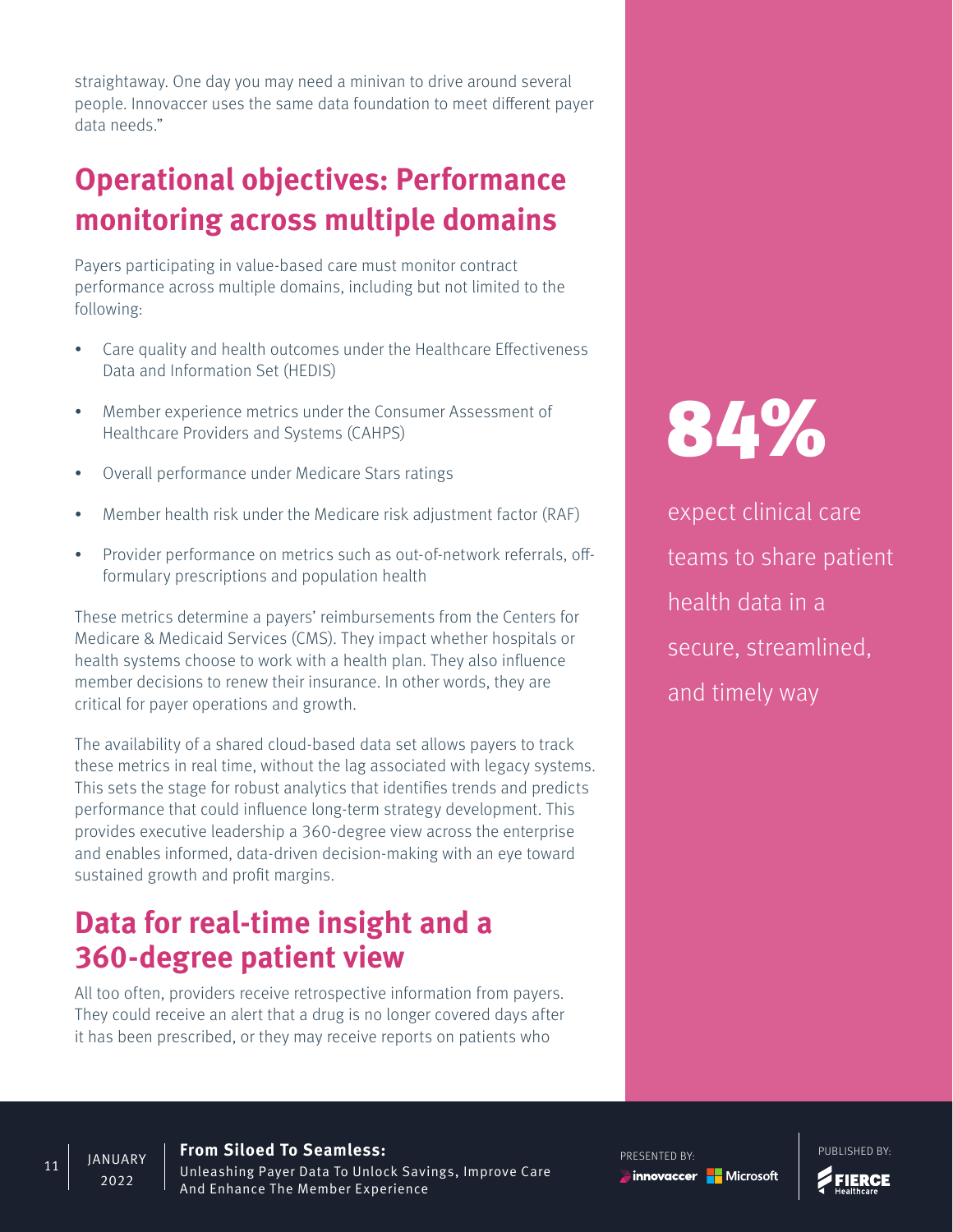straightaway. One day you may need a minivan to drive around several people. Innovaccer uses the same data foundation to meet different payer data needs."

## Operational objectives: Performance monitoring across multiple domains

Payers participating in value-based care must monitor contract performance across multiple domains, including but not limited to the following:

- Care quality and health outcomes under the Healthcare Effectiveness Data and Information Set (HEDIS)
- Member experience metrics under the Consumer Assessment of Healthcare Providers and Systems (CAHPS)
- Overall performance under Medicare Stars ratings
- Member health risk under the Medicare risk adjustment factor (RAF)
- Provider performance on metrics such as out-of-network referrals, off-formulary prescriptions and population health

These metrics determine a payers' reimbursements from the Centers for Medicare & Medicaid Services (CMS). They impact whether hospitals or health systems choose to work with a health plan. They also influence member decisions to renew their insurance. In other words, they are critical for payer operations and growth.

The availability of a shared cloud-based data set allows payers to track these metrics in real time, without the lag associated with legacy systems. This sets the stage for robust analytics that identifies trends and predicts performance that could influence long-term strategy development. This provides executive leadership a 360-degree view across the enterprise and enables informed, data-driven decision-making with an eye toward sustained growth and profit margins.

## Data for real-time insight and a 360-degree patient view

All too often, providers receive retrospective information from payers. They could receive an alert that a drug is no longer covered days after it has been prescribed, or they may receive reports on patients who

**84%**

expect clinical care teams to share patient health data in a secure, streamlined, and timely way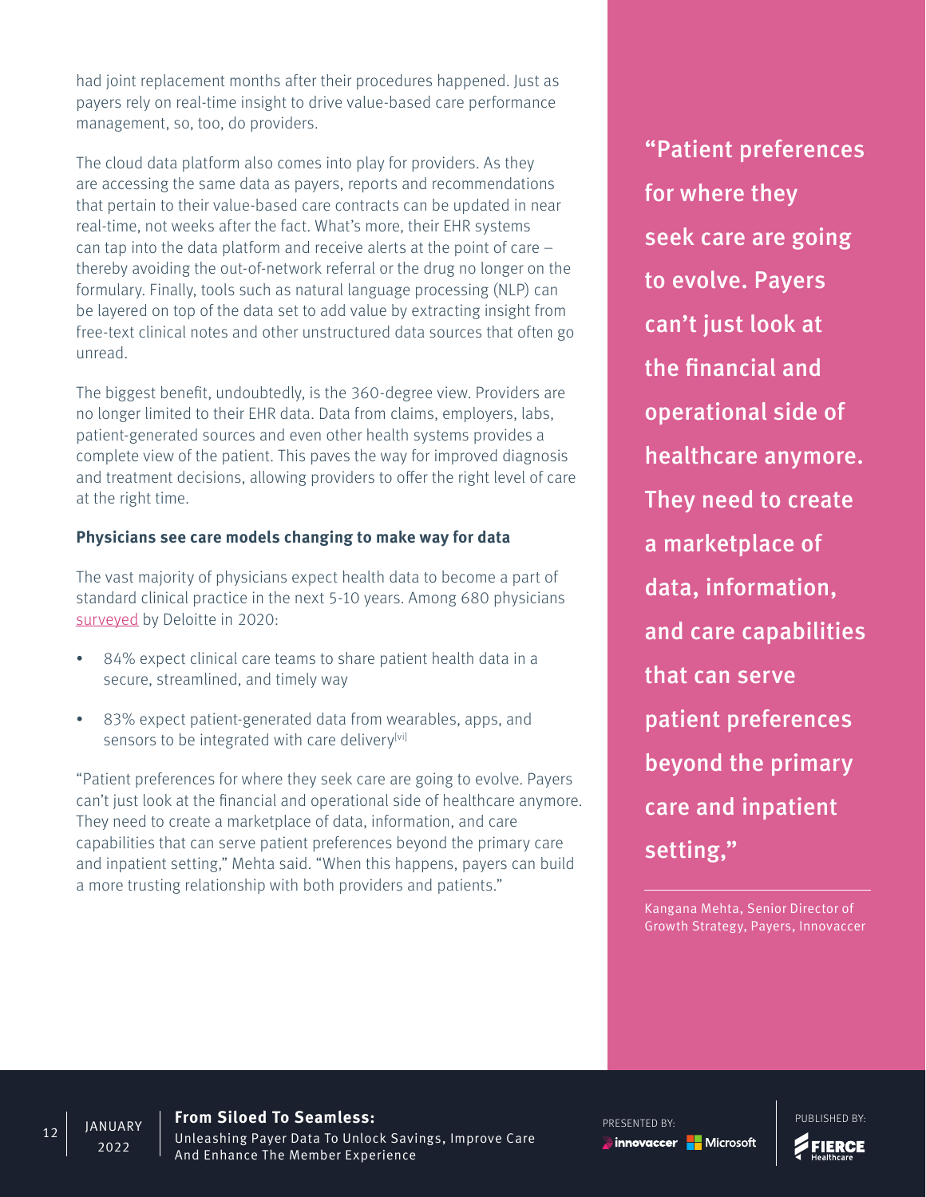had joint replacement months after their procedures happened. Just as payers rely on real-time insight to drive value-based care performance management, so, too, do providers.

The cloud data platform also comes into play for providers. As they are accessing the same data as payers, reports and recommendations that pertain to their value-based care contracts can be updated in near real-time, not weeks after the fact. What's more, their EHR systems can tap into the data platform and receive alerts at the point of care – thereby avoiding the out-of-network referral or the drug no longer on the formulary. Finally, tools such as natural language processing (NLP) can be layered on top of the data set to add value by extracting insight from free-text clinical notes and other unstructured data sources that often go unread.

The biggest benefit, undoubtedly, is the 360-degree view. Providers are no longer limited to their EHR data. Data from claims, employers, labs, patient-generated sources and even other health systems provides a complete view of the patient. This paves the way for improved diagnosis and treatment decisions, allowing providers to offer the right level of care at the right time.

### Physicians see care models changing to make way for data

The vast majority of physicians expect health data to become a part of standard clinical practice in the next 5-10 years. Among 680 physicians surveyed by Deloitte in 2020:

- 84% expect clinical care teams to share patient health data in a secure, streamlined, and timely way
- 83% expect patient-generated data from wearables, apps, and sensors to be integrated with care delivery[vi]

"Patient preferences for where they seek care are going to evolve. Payers can't just look at the financial and operational side of healthcare anymore. They need to create a marketplace of data, information, and care capabilities that can serve patient preferences beyond the primary care and inpatient setting," Mehta said. "When this happens, payers can build a more trusting relationship with both providers and patients."

> "Patient preferences for where they seek care are going to evolve. Payers can't just look at the financial and operational side of healthcare anymore. They need to create a marketplace of data, information, and care capabilities that can serve patient preferences beyond the primary care and inpatient setting,"
>
> Kangana Mehta, Senior Director of Growth Strategy, Payers, Innovaccer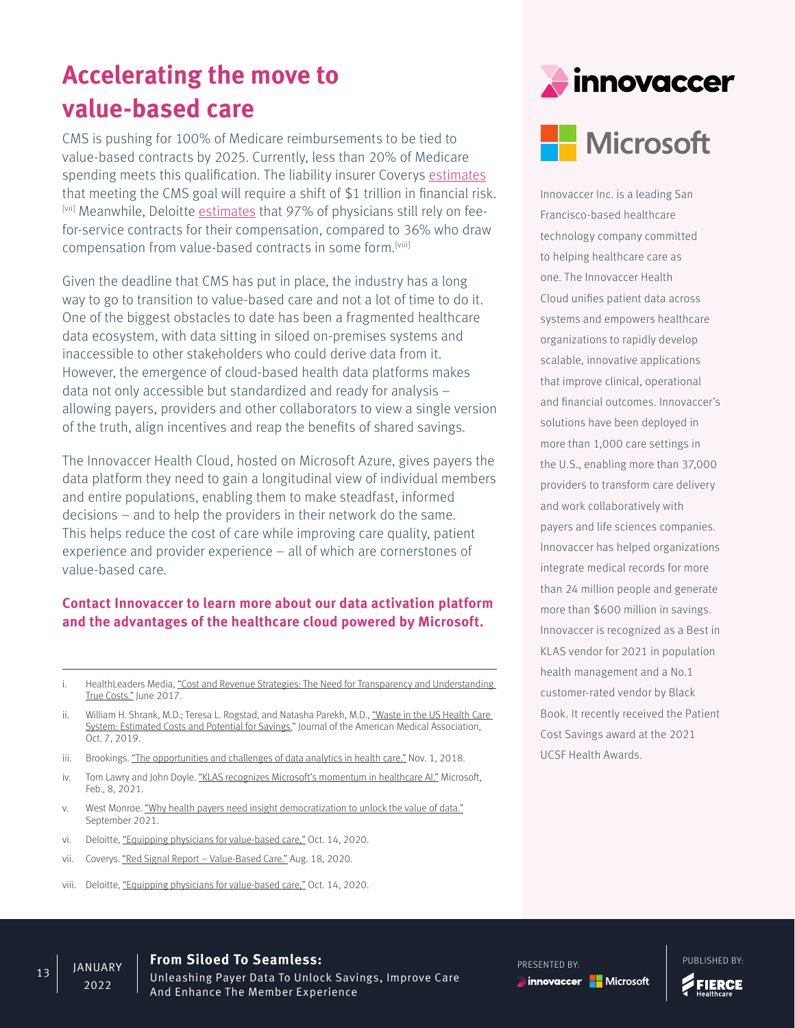## Accelerating the move to value-based care

CMS is pushing for 100% of Medicare reimbursements to be tied to value-based contracts by 2025. Currently, less than 20% of Medicare spending meets this qualification. The liability insurer Coverys estimates that meeting the CMS goal will require a shift of $1 trillion in financial risk.[vii] Meanwhile, Deloitte estimates that 97% of physicians still rely on fee-for-service contracts for their compensation, compared to 36% who draw compensation from value-based contracts in some form.[viii]

Given the deadline that CMS has put in place, the industry has a long way to go to transition to value-based care and not a lot of time to do it. One of the biggest obstacles to date has been a fragmented healthcare data ecosystem, with data sitting in siloed on-premises systems and inaccessible to other stakeholders who could derive data from it. However, the emergence of cloud-based health data platforms makes data not only accessible but standardized and ready for analysis – allowing payers, providers and other collaborators to view a single version of the truth, align incentives and reap the benefits of shared savings.

The Innovaccer Health Cloud, hosted on Microsoft Azure, gives payers the data platform they need to gain a longitudinal view of individual members and entire populations, enabling them to make steadfast, informed decisions – and to help the providers in their network do the same. This helps reduce the cost of care while improving care quality, patient experience and provider experience – all of which are cornerstones of value-based care.

**Contact Innovaccer to learn more about our data activation platform and the advantages of the healthcare cloud powered by Microsoft.**

---

i. HealthLeaders Media, "Cost and Revenue Strategies: The Need for Transparency and Understanding True Costs." June 2017.

ii. William H. Shrank, M.D.; Teresa L. Rogstad, and Natasha Parekh, M.D., "Waste in the US Health Care System: Estimated Costs and Potential for Savings." Journal of the American Medical Association, Oct. 7, 2019.

iii. Brookings. "The opportunities and challenges of data analytics in health care." Nov. 1, 2018.

iv. Tom Lawry and John Doyle. "KLAS recognizes Microsoft's momentum in healthcare AI." Microsoft, Feb., 8, 2021.

v. West Monroe. "Why health payers need insight democratization to unlock the value of data." September 2021.

vi. Deloitte, "Equipping physicians for value-based care," Oct. 14, 2020.

vii. Coverys. "Red Signal Report – Value-Based Care." Aug. 18, 2020.

viii. Deloitte, "Equipping physicians for value-based care," Oct. 14, 2020.

innovaccer

Microsoft

Innovaccer Inc. is a leading San Francisco-based healthcare technology company committed to helping healthcare care as one. The Innovaccer Health Cloud unifies patient data across systems and empowers healthcare organizations to rapidly develop scalable, innovative applications that improve clinical, operational and financial outcomes. Innovaccer's solutions have been deployed in more than 1,000 care settings in the U.S., enabling more than 37,000 providers to transform care delivery and work collaboratively with payers and life sciences companies. Innovaccer has helped organizations integrate medical records for more than 24 million people and generate more than $600 million in savings. Innovaccer is recognized as a Best in KLAS vendor for 2021 in population health management and a No.1 customer-rated vendor by Black Book. It recently received the Patient Cost Savings award at the 2021 UCSF Health Awards.